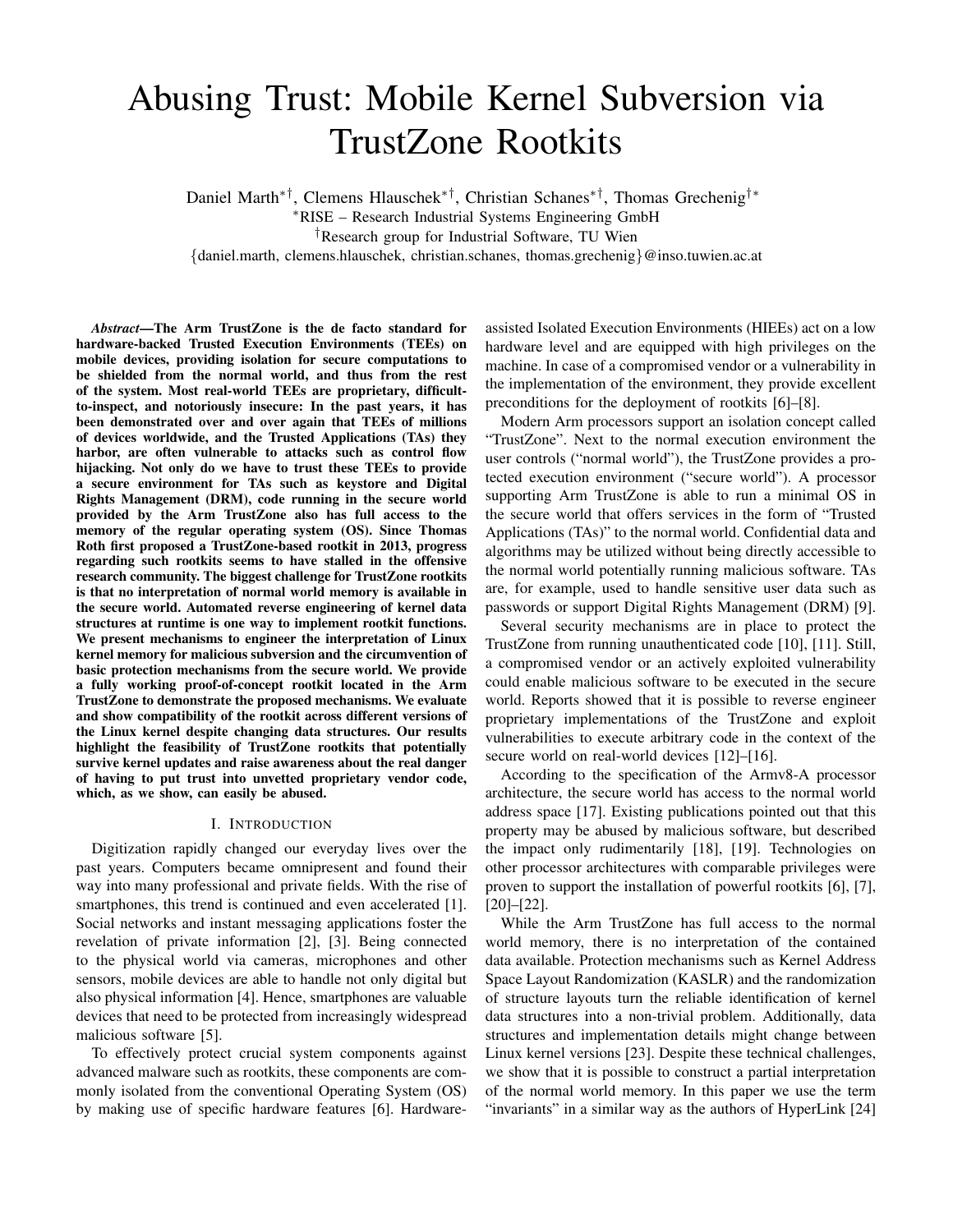# Abusing Trust: Mobile Kernel Subversion via TrustZone Rootkits

Daniel Marth[*†], Clemens Hlauschek[*†], Christian Schanes[*†], Thomas Grechenig[†*]

[*]RISE – Research Industrial Systems Engineering GmbH

[†]Research group for Industrial Software, TU Wien

{daniel.marth, clemens.hlauschek, christian.schanes, thomas.grechenig}@inso.tuwien.ac.at

***Abstract*—The Arm TrustZone is the de facto standard for hardware-backed Trusted Execution Environments (TEEs) on mobile devices, providing isolation for secure computations to be shielded from the normal world, and thus from the rest of the system. Most real-world TEEs are proprietary, difficult-to-inspect, and notoriously insecure: In the past years, it has been demonstrated over and over again that TEEs of millions of devices worldwide, and the Trusted Applications (TAs) they harbor, are often vulnerable to attacks such as control flow hijacking. Not only do we have to trust these TEEs to provide a secure environment for TAs such as keystore and Digital Rights Management (DRM), code running in the secure world provided by the Arm TrustZone also has full access to the memory of the regular operating system (OS). Since Thomas Roth first proposed a TrustZone-based rootkit in 2013, progress regarding such rootkits seems to have stalled in the offensive research community. The biggest challenge for TrustZone rootkits is that no interpretation of normal world memory is available in the secure world. Automated reverse engineering of kernel data structures at runtime is one way to implement rootkit functions. We present mechanisms to engineer the interpretation of Linux kernel memory for malicious subversion and the circumvention of basic protection mechanisms from the secure world. We provide a fully working proof-of-concept rootkit located in the Arm TrustZone to demonstrate the proposed mechanisms. We evaluate and show compatibility of the rootkit across different versions of the Linux kernel despite changing data structures. Our results highlight the feasibility of TrustZone rootkits that potentially survive kernel updates and raise awareness about the real danger of having to put trust into unvetted proprietary vendor code, which, as we show, can easily be abused.**

## I. Introduction

Digitization rapidly changed our everyday lives over the past years. Computers became omnipresent and found their way into many professional and private fields. With the rise of smartphones, this trend is continued and even accelerated [1]. Social networks and instant messaging applications foster the revelation of private information [2], [3]. Being connected to the physical world via cameras, microphones and other sensors, mobile devices are able to handle not only digital but also physical information [4]. Hence, smartphones are valuable devices that need to be protected from increasingly widespread malicious software [5].

To effectively protect crucial system components against advanced malware such as rootkits, these components are commonly isolated from the conventional Operating System (OS) by making use of specific hardware features [6]. Hardware-assisted Isolated Execution Environments (HIEEs) act on a low hardware level and are equipped with high privileges on the machine. In case of a compromised vendor or a vulnerability in the implementation of the environment, they provide excellent preconditions for the deployment of rootkits [6]–[8].

Modern Arm processors support an isolation concept called "TrustZone". Next to the normal execution environment the user controls ("normal world"), the TrustZone provides a protected execution environment ("secure world"). A processor supporting Arm TrustZone is able to run a minimal OS in the secure world that offers services in the form of "Trusted Applications (TAs)" to the normal world. Confidential data and algorithms may be utilized without being directly accessible to the normal world potentially running malicious software. TAs are, for example, used to handle sensitive user data such as passwords or support Digital Rights Management (DRM) [9].

Several security mechanisms are in place to protect the TrustZone from running unauthenticated code [10], [11]. Still, a compromised vendor or an actively exploited vulnerability could enable malicious software to be executed in the secure world. Reports showed that it is possible to reverse engineer proprietary implementations of the TrustZone and exploit vulnerabilities to execute arbitrary code in the context of the secure world on real-world devices [12]–[16].

According to the specification of the Armv8-A processor architecture, the secure world has access to the normal world address space [17]. Existing publications pointed out that this property may be abused by malicious software, but described the impact only rudimentarily [18], [19]. Technologies on other processor architectures with comparable privileges were proven to support the installation of powerful rootkits [6], [7], [20]–[22].

While the Arm TrustZone has full access to the normal world memory, there is no interpretation of the contained data available. Protection mechanisms such as Kernel Address Space Layout Randomization (KASLR) and the randomization of structure layouts turn the reliable identification of kernel data structures into a non-trivial problem. Additionally, data structures and implementation details might change between Linux kernel versions [23]. Despite these technical challenges, we show that it is possible to construct a partial interpretation of the normal world memory. In this paper we use the term "invariants" in a similar way as the authors of HyperLink [24]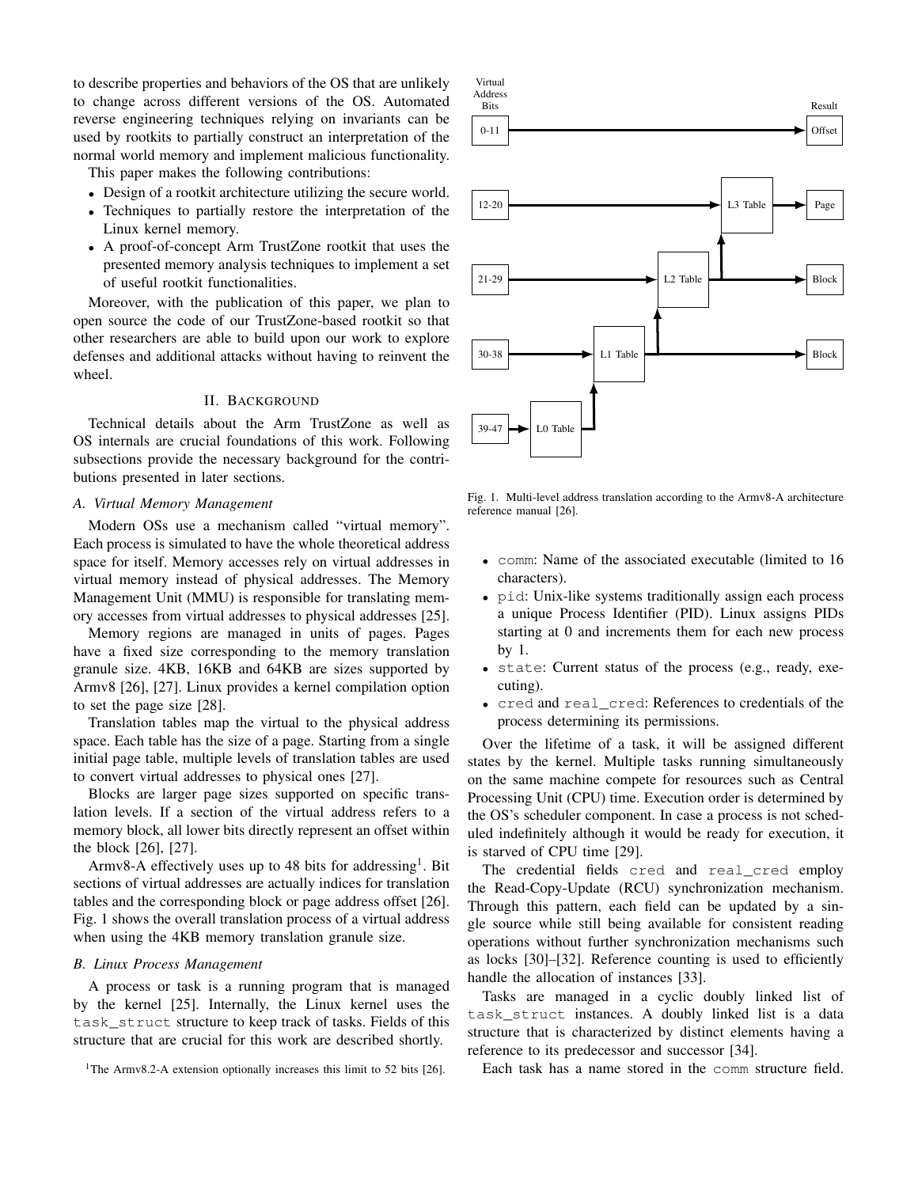to describe properties and behaviors of the OS that are unlikely to change across different versions of the OS. Automated reverse engineering techniques relying on invariants can be used by rootkits to partially construct an interpretation of the normal world memory and implement malicious functionality.

This paper makes the following contributions:

- Design of a rootkit architecture utilizing the secure world.
- Techniques to partially restore the interpretation of the Linux kernel memory.
- A proof-of-concept Arm TrustZone rootkit that uses the presented memory analysis techniques to implement a set of useful rootkit functionalities.

Moreover, with the publication of this paper, we plan to open source the code of our TrustZone-based rootkit so that other researchers are able to build upon our work to explore defenses and additional attacks without having to reinvent the wheel.

## II. Background

Technical details about the Arm TrustZone as well as OS internals are crucial foundations of this work. Following subsections provide the necessary background for the contributions presented in later sections.

### A. Virtual Memory Management

Modern OSs use a mechanism called "virtual memory". Each process is simulated to have the whole theoretical address space for itself. Memory accesses rely on virtual addresses in virtual memory instead of physical addresses. The Memory Management Unit (MMU) is responsible for translating memory accesses from virtual addresses to physical addresses [25].

Memory regions are managed in units of pages. Pages have a fixed size corresponding to the memory translation granule size. 4KB, 16KB and 64KB are sizes supported by Armv8 [26], [27]. Linux provides a kernel compilation option to set the page size [28].

Translation tables map the virtual to the physical address space. Each table has the size of a page. Starting from a single initial page table, multiple levels of translation tables are used to convert virtual addresses to physical ones [27].

Blocks are larger page sizes supported on specific translation levels. If a section of the virtual address refers to a memory block, all lower bits directly represent an offset within the block [26], [27].

Armv8-A effectively uses up to 48 bits for addressing[1]. Bit sections of virtual addresses are actually indices for translation tables and the corresponding block or page address offset [26]. Fig. 1 shows the overall translation process of a virtual address when using the 4KB memory translation granule size.

### B. Linux Process Management

A process or task is a running program that is managed by the kernel [25]. Internally, the Linux kernel uses the `task_struct` structure to keep track of tasks. Fields of this structure that are crucial for this work are described shortly.

[1]The Armv8.2-A extension optionally increases this limit to 52 bits [26].

Fig. 1. Multi-level address translation according to the Armv8-A architecture reference manual [26].

- `comm`: Name of the associated executable (limited to 16 characters).
- `pid`: Unix-like systems traditionally assign each process a unique Process Identifier (PID). Linux assigns PIDs starting at 0 and increments them for each new process by 1.
- `state`: Current status of the process (e.g., ready, executing).
- `cred` and `real_cred`: References to credentials of the process determining its permissions.

Over the lifetime of a task, it will be assigned different states by the kernel. Multiple tasks running simultaneously on the same machine compete for resources such as Central Processing Unit (CPU) time. Execution order is determined by the OS's scheduler component. In case a process is not scheduled indefinitely although it would be ready for execution, it is starved of CPU time [29].

The credential fields `cred` and `real_cred` employ the Read-Copy-Update (RCU) synchronization mechanism. Through this pattern, each field can be updated by a single source while still being available for consistent reading operations without further synchronization mechanisms such as locks [30]–[32]. Reference counting is used to efficiently handle the allocation of instances [33].

Tasks are managed in a cyclic doubly linked list of `task_struct` instances. A doubly linked list is a data structure that is characterized by distinct elements having a reference to its predecessor and successor [34].

Each task has a name stored in the `comm` structure field.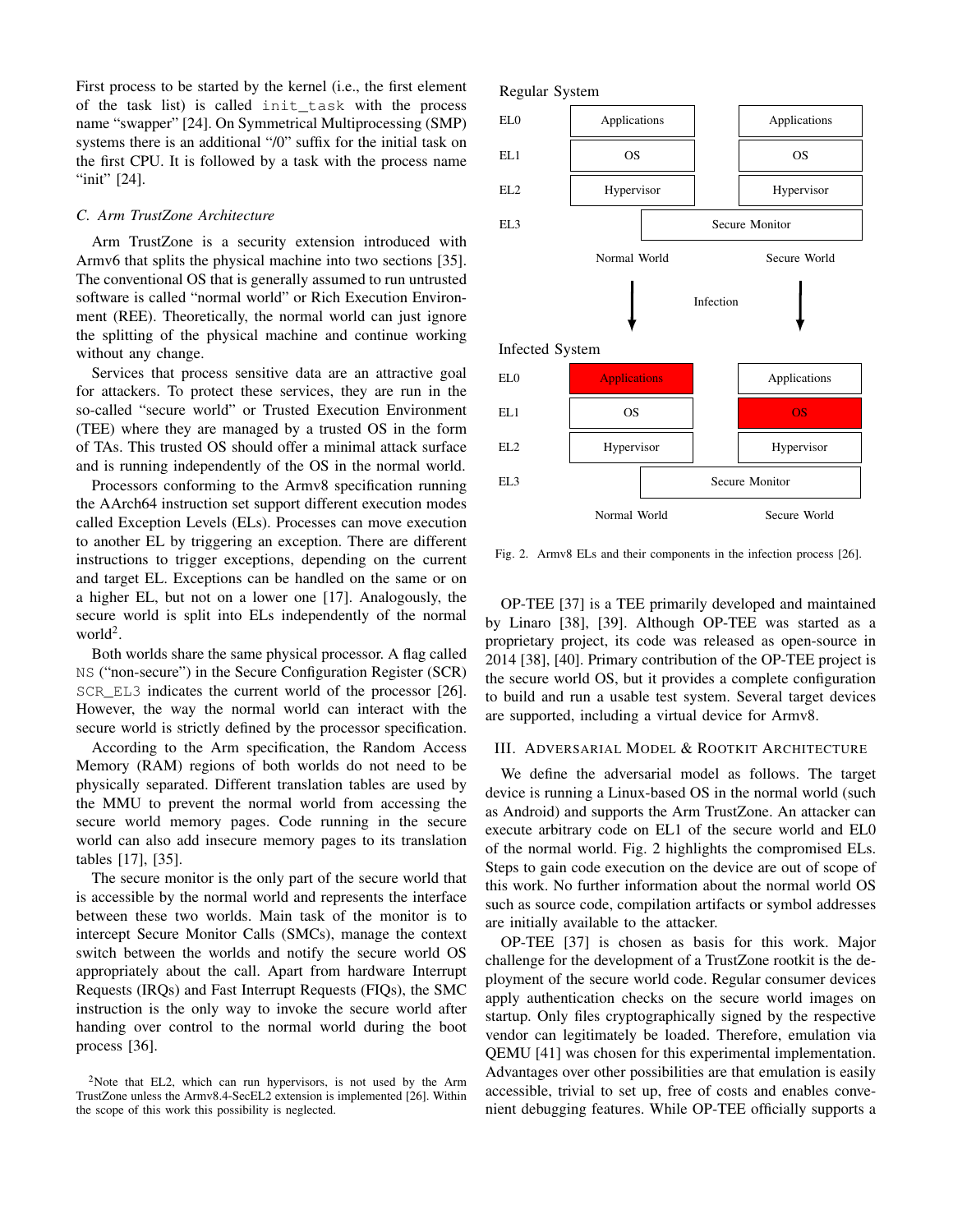First process to be started by the kernel (i.e., the first element of the task list) is called `init_task` with the process name "swapper" [24]. On Symmetrical Multiprocessing (SMP) systems there is an additional "/0" suffix for the initial task on the first CPU. It is followed by a task with the process name "init" [24].

### C. Arm TrustZone Architecture

Arm TrustZone is a security extension introduced with Armv6 that splits the physical machine into two sections [35]. The conventional OS that is generally assumed to run untrusted software is called "normal world" or Rich Execution Environment (REE). Theoretically, the normal world can just ignore the splitting of the physical machine and continue working without any change.

Services that process sensitive data are an attractive goal for attackers. To protect these services, they are run in the so-called "secure world" or Trusted Execution Environment (TEE) where they are managed by a trusted OS in the form of TAs. This trusted OS should offer a minimal attack surface and is running independently of the OS in the normal world.

Processors conforming to the Armv8 specification running the AArch64 instruction set support different execution modes called Exception Levels (ELs). Processes can move execution to another EL by triggering an exception. There are different instructions to trigger exceptions, depending on the current and target EL. Exceptions can be handled on the same or on a higher EL, but not on a lower one [17]. Analogously, the secure world is split into ELs independently of the normal world[2].

Both worlds share the same physical processor. A flag called `NS` ("non-secure") in the Secure Configuration Register (SCR) `SCR_EL3` indicates the current world of the processor [26]. However, the way the normal world can interact with the secure world is strictly defined by the processor specification.

According to the Arm specification, the Random Access Memory (RAM) regions of both worlds do not need to be physically separated. Different translation tables are used by the MMU to prevent the normal world from accessing the secure world memory pages. Code running in the secure world can also add insecure memory pages to its translation tables [17], [35].

The secure monitor is the only part of the secure world that is accessible by the normal world and represents the interface between these two worlds. Main task of the monitor is to intercept Secure Monitor Calls (SMCs), manage the context switch between the worlds and notify the secure world OS appropriately about the call. Apart from hardware Interrupt Requests (IRQs) and Fast Interrupt Requests (FIQs), the SMC instruction is the only way to invoke the secure world after handing over control to the normal world during the boot process [36].

[2]Note that EL2, which can run hypervisors, is not used by the Arm TrustZone unless the Armv8.4-SecEL2 extension is implemented [26]. Within the scope of this work this possibility is neglected.

Regular System

| | Normal World | Secure World |
|---|---|---|
| EL0 | Applications | Applications |
| EL1 | OS | OS |
| EL2 | Hypervisor | Hypervisor |
| EL3 | Secure Monitor | |

Infection

Infected System

| | Normal World | Secure World |
|---|---|---|
| EL0 | Applications (compromised) | Applications |
| EL1 | OS | OS (compromised) |
| EL2 | Hypervisor | Hypervisor |
| EL3 | Secure Monitor | |

Fig. 2. Armv8 ELs and their components in the infection process [26].

OP-TEE [37] is a TEE primarily developed and maintained by Linaro [38], [39]. Although OP-TEE was started as a proprietary project, its code was released as open-source in 2014 [38], [40]. Primary contribution of the OP-TEE project is the secure world OS, but it provides a complete configuration to build and run a usable test system. Several target devices are supported, including a virtual device for Armv8.

## III. Adversarial Model & Rootkit Architecture

We define the adversarial model as follows. The target device is running a Linux-based OS in the normal world (such as Android) and supports the Arm TrustZone. An attacker can execute arbitrary code on EL1 of the secure world and EL0 of the normal world. Fig. 2 highlights the compromised ELs. Steps to gain code execution on the device are out of scope of this work. No further information about the normal world OS such as source code, compilation artifacts or symbol addresses are initially available to the attacker.

OP-TEE [37] is chosen as basis for this work. Major challenge for the development of a TrustZone rootkit is the deployment of the secure world code. Regular consumer devices apply authentication checks on the secure world images on startup. Only files cryptographically signed by the respective vendor can legitimately be loaded. Therefore, emulation via QEMU [41] was chosen for this experimental implementation. Advantages over other possibilities are that emulation is easily accessible, trivial to set up, free of costs and enables convenient debugging features. While OP-TEE officially supports a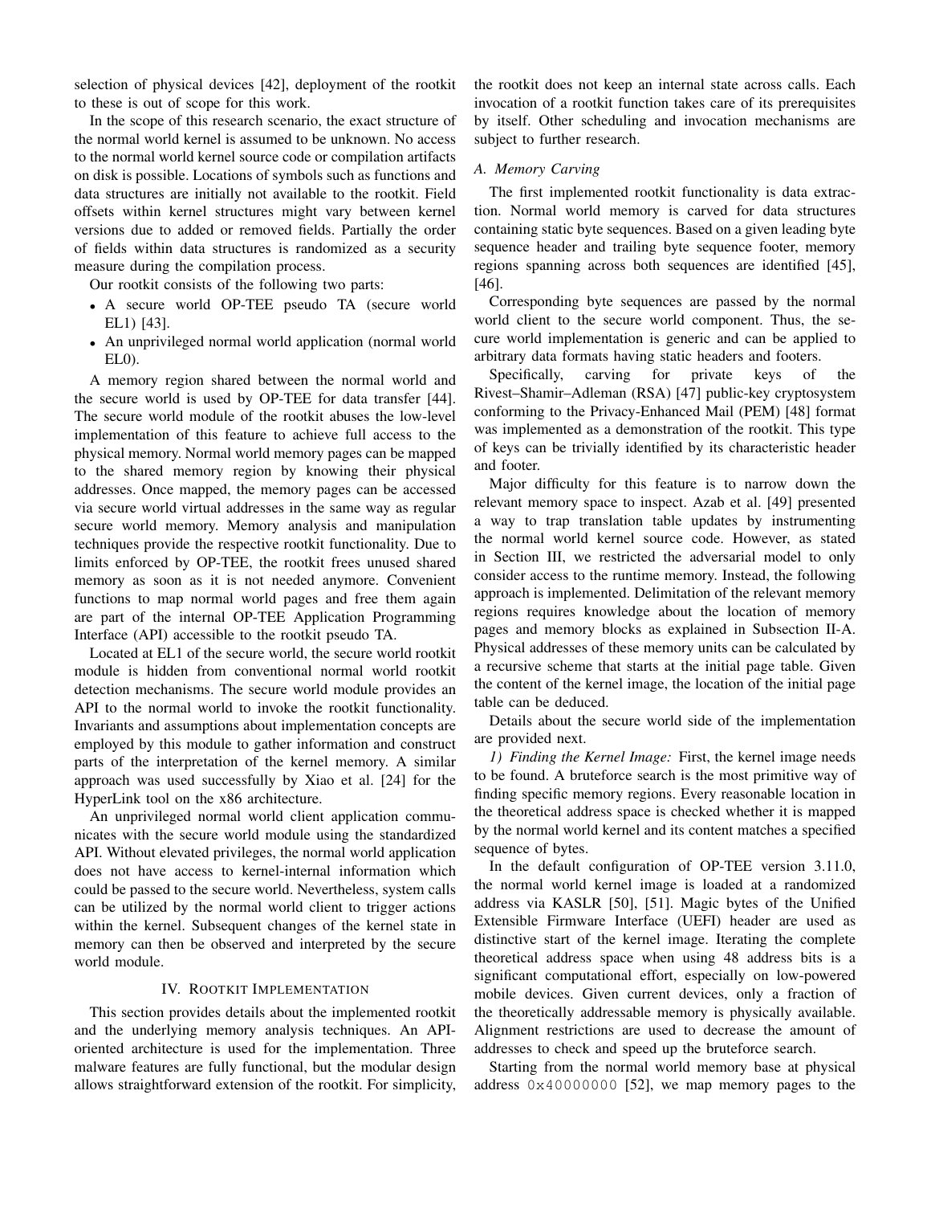selection of physical devices [42], deployment of the rootkit to these is out of scope for this work.

In the scope of this research scenario, the exact structure of the normal world kernel is assumed to be unknown. No access to the normal world kernel source code or compilation artifacts on disk is possible. Locations of symbols such as functions and data structures are initially not available to the rootkit. Field offsets within kernel structures might vary between kernel versions due to added or removed fields. Partially the order of fields within data structures is randomized as a security measure during the compilation process.

Our rootkit consists of the following two parts:

- A secure world OP-TEE pseudo TA (secure world EL1) [43].
- An unprivileged normal world application (normal world EL0).

A memory region shared between the normal world and the secure world is used by OP-TEE for data transfer [44]. The secure world module of the rootkit abuses the low-level implementation of this feature to achieve full access to the physical memory. Normal world memory pages can be mapped to the shared memory region by knowing their physical addresses. Once mapped, the memory pages can be accessed via secure world virtual addresses in the same way as regular secure world memory. Memory analysis and manipulation techniques provide the respective rootkit functionality. Due to limits enforced by OP-TEE, the rootkit frees unused shared memory as soon as it is not needed anymore. Convenient functions to map normal world pages and free them again are part of the internal OP-TEE Application Programming Interface (API) accessible to the rootkit pseudo TA.

Located at EL1 of the secure world, the secure world rootkit module is hidden from conventional normal world rootkit detection mechanisms. The secure world module provides an API to the normal world to invoke the rootkit functionality. Invariants and assumptions about implementation concepts are employed by this module to gather information and construct parts of the interpretation of the kernel memory. A similar approach was used successfully by Xiao et al. [24] for the HyperLink tool on the x86 architecture.

An unprivileged normal world client application communicates with the secure world module using the standardized API. Without elevated privileges, the normal world application does not have access to kernel-internal information which could be passed to the secure world. Nevertheless, system calls can be utilized by the normal world client to trigger actions within the kernel. Subsequent changes of the kernel state in memory can then be observed and interpreted by the secure world module.

## IV. Rootkit Implementation

This section provides details about the implemented rootkit and the underlying memory analysis techniques. An API-oriented architecture is used for the implementation. Three malware features are fully functional, but the modular design allows straightforward extension of the rootkit. For simplicity, the rootkit does not keep an internal state across calls. Each invocation of a rootkit function takes care of its prerequisites by itself. Other scheduling and invocation mechanisms are subject to further research.

### A. Memory Carving

The first implemented rootkit functionality is data extraction. Normal world memory is carved for data structures containing static byte sequences. Based on a given leading byte sequence header and trailing byte sequence footer, memory regions spanning across both sequences are identified [45], [46].

Corresponding byte sequences are passed by the normal world client to the secure world component. Thus, the secure world implementation is generic and can be applied to arbitrary data formats having static headers and footers.

Specifically, carving for private keys of the Rivest–Shamir–Adleman (RSA) [47] public-key cryptosystem conforming to the Privacy-Enhanced Mail (PEM) [48] format was implemented as a demonstration of the rootkit. This type of keys can be trivially identified by its characteristic header and footer.

Major difficulty for this feature is to narrow down the relevant memory space to inspect. Azab et al. [49] presented a way to trap translation table updates by instrumenting the normal world kernel source code. However, as stated in Section III, we restricted the adversarial model to only consider access to the runtime memory. Instead, the following approach is implemented. Delimitation of the relevant memory regions requires knowledge about the location of memory pages and memory blocks as explained in Subsection II-A. Physical addresses of these memory units can be calculated by a recursive scheme that starts at the initial page table. Given the content of the kernel image, the location of the initial page table can be deduced.

Details about the secure world side of the implementation are provided next.

*1) Finding the Kernel Image:* First, the kernel image needs to be found. A bruteforce search is the most primitive way of finding specific memory regions. Every reasonable location in the theoretical address space is checked whether it is mapped by the normal world kernel and its content matches a specified sequence of bytes.

In the default configuration of OP-TEE version 3.11.0, the normal world kernel image is loaded at a randomized address via KASLR [50], [51]. Magic bytes of the Unified Extensible Firmware Interface (UEFI) header are used as distinctive start of the kernel image. Iterating the complete theoretical address space when using 48 address bits is a significant computational effort, especially on low-powered mobile devices. Given current devices, only a fraction of the theoretically addressable memory is physically available. Alignment restrictions are used to decrease the amount of addresses to check and speed up the bruteforce search.

Starting from the normal world memory base at physical address `0x40000000` [52], we map memory pages to the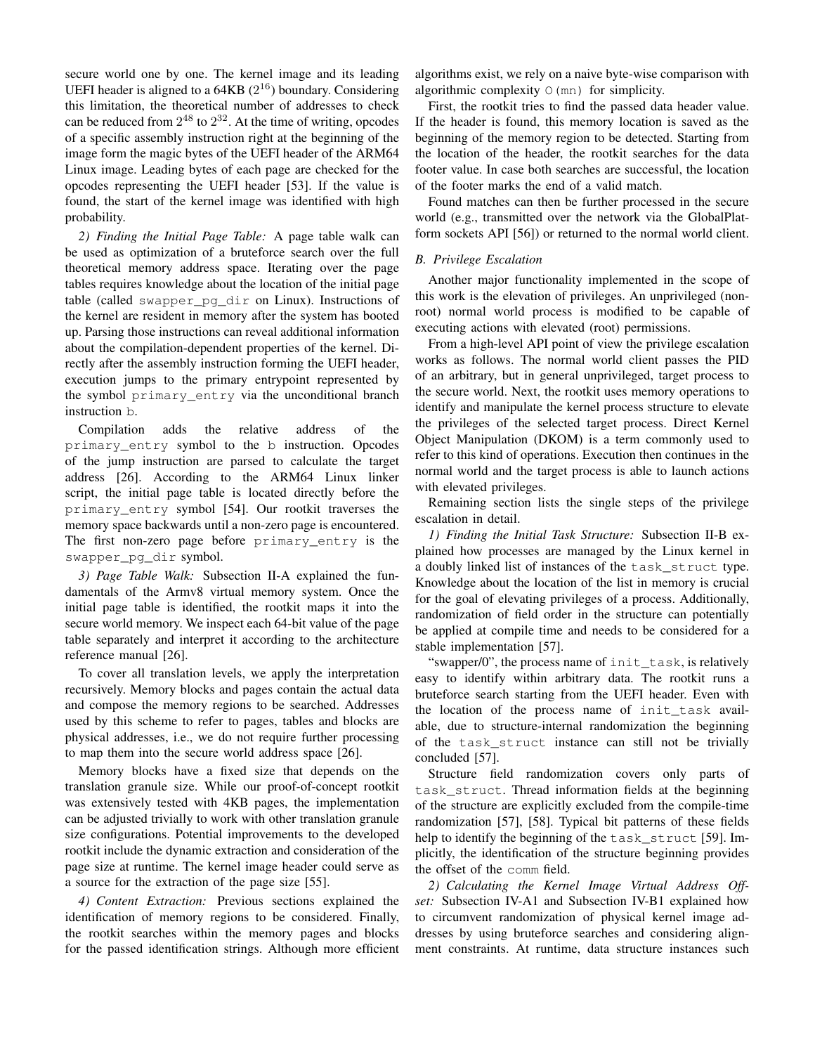secure world one by one. The kernel image and its leading UEFI header is aligned to a 64KB ($2^{16}$) boundary. Considering this limitation, the theoretical number of addresses to check can be reduced from $2^{48}$ to $2^{32}$. At the time of writing, opcodes of a specific assembly instruction right at the beginning of the image form the magic bytes of the UEFI header of the ARM64 Linux image. Leading bytes of each page are checked for the opcodes representing the UEFI header [53]. If the value is found, the start of the kernel image was identified with high probability.

*2) Finding the Initial Page Table:* A page table walk can be used as optimization of a bruteforce search over the full theoretical memory address space. Iterating over the page tables requires knowledge about the location of the initial page table (called `swapper_pg_dir` on Linux). Instructions of the kernel are resident in memory after the system has booted up. Parsing those instructions can reveal additional information about the compilation-dependent properties of the kernel. Directly after the assembly instruction forming the UEFI header, execution jumps to the primary entrypoint represented by the symbol `primary_entry` via the unconditional branch instruction `b`.

Compilation adds the relative address of the `primary_entry` symbol to the `b` instruction. Opcodes of the jump instruction are parsed to calculate the target address [26]. According to the ARM64 Linux linker script, the initial page table is located directly before the `primary_entry` symbol [54]. Our rootkit traverses the memory space backwards until a non-zero page is encountered. The first non-zero page before `primary_entry` is the `swapper_pg_dir` symbol.

*3) Page Table Walk:* Subsection II-A explained the fundamentals of the Armv8 virtual memory system. Once the initial page table is identified, the rootkit maps it into the secure world memory. We inspect each 64-bit value of the page table separately and interpret it according to the architecture reference manual [26].

To cover all translation levels, we apply the interpretation recursively. Memory blocks and pages contain the actual data and compose the memory regions to be searched. Addresses used by this scheme to refer to pages, tables and blocks are physical addresses, i.e., we do not require further processing to map them into the secure world address space [26].

Memory blocks have a fixed size that depends on the translation granule size. While our proof-of-concept rootkit was extensively tested with 4KB pages, the implementation can be adjusted trivially to work with other translation granule size configurations. Potential improvements to the developed rootkit include the dynamic extraction and consideration of the page size at runtime. The kernel image header could serve as a source for the extraction of the page size [55].

*4) Content Extraction:* Previous sections explained the identification of memory regions to be considered. Finally, the rootkit searches within the memory pages and blocks for the passed identification strings. Although more efficient algorithms exist, we rely on a naive byte-wise comparison with algorithmic complexity `O(mn)` for simplicity.

First, the rootkit tries to find the passed data header value. If the header is found, this memory location is saved as the beginning of the memory region to be detected. Starting from the location of the header, the rootkit searches for the data footer value. In case both searches are successful, the location of the footer marks the end of a valid match.

Found matches can then be further processed in the secure world (e.g., transmitted over the network via the GlobalPlatform sockets API [56]) or returned to the normal world client.

### B. Privilege Escalation

Another major functionality implemented in the scope of this work is the elevation of privileges. An unprivileged (non-root) normal world process is modified to be capable of executing actions with elevated (root) permissions.

From a high-level API point of view the privilege escalation works as follows. The normal world client passes the PID of an arbitrary, but in general unprivileged, target process to the secure world. Next, the rootkit uses memory operations to identify and manipulate the kernel process structure to elevate the privileges of the selected target process. Direct Kernel Object Manipulation (DKOM) is a term commonly used to refer to this kind of operations. Execution then continues in the normal world and the target process is able to launch actions with elevated privileges.

Remaining section lists the single steps of the privilege escalation in detail.

*1) Finding the Initial Task Structure:* Subsection II-B explained how processes are managed by the Linux kernel in a doubly linked list of instances of the `task_struct` type. Knowledge about the location of the list in memory is crucial for the goal of elevating privileges of a process. Additionally, randomization of field order in the structure can potentially be applied at compile time and needs to be considered for a stable implementation [57].

"swapper/0", the process name of `init_task`, is relatively easy to identify within arbitrary data. The rootkit runs a bruteforce search starting from the UEFI header. Even with the location of the process name of `init_task` available, due to structure-internal randomization the beginning of the `task_struct` instance can still not be trivially concluded [57].

Structure field randomization covers only parts of `task_struct`. Thread information fields at the beginning of the structure are explicitly excluded from the compile-time randomization [57], [58]. Typical bit patterns of these fields help to identify the beginning of the `task_struct` [59]. Implicitly, the identification of the structure beginning provides the offset of the `comm` field.

*2) Calculating the Kernel Image Virtual Address Offset:* Subsection IV-A1 and Subsection IV-B1 explained how to circumvent randomization of physical kernel image addresses by using bruteforce searches and considering alignment constraints. At runtime, data structure instances such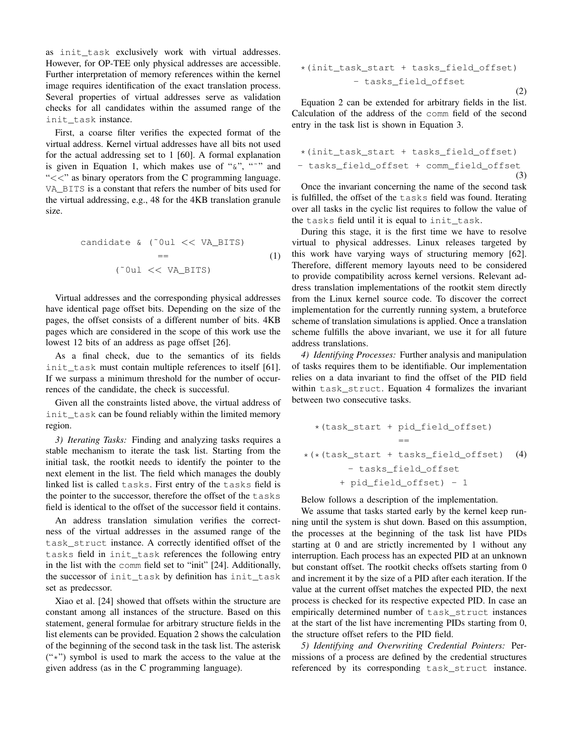as `init_task` exclusively work with virtual addresses. However, for OP-TEE only physical addresses are accessible. Further interpretation of memory references within the kernel image requires identification of the exact translation process. Several properties of virtual addresses serve as validation checks for all candidates within the assumed range of the `init_task` instance.

First, a coarse filter verifies the expected format of the virtual address. Kernel virtual addresses have all bits not used for the actual addressing set to 1 [60]. A formal explanation is given in Equation 1, which makes use of "&", "~" and "<<" as binary operators from the C programming language. `VA_BITS` is a constant that refers the number of bits used for the virtual addressing, e.g., 48 for the 4KB translation granule size.

```
candidate & (~0ul << VA_BITS)
            ==                              (1)
      (~0ul << VA_BITS)
```

Virtual addresses and the corresponding physical addresses have identical page offset bits. Depending on the size of the pages, the offset consists of a different number of bits. 4KB pages which are considered in the scope of this work use the lowest 12 bits of an address as page offset [26].

As a final check, due to the semantics of its fields `init_task` must contain multiple references to itself [61]. If we surpass a minimum threshold for the number of occurrences of the candidate, the check is successful.

Given all the constraints listed above, the virtual address of `init_task` can be found reliably within the limited memory region.

*3) Iterating Tasks:* Finding and analyzing tasks requires a stable mechanism to iterate the task list. Starting from the initial task, the rootkit needs to identify the pointer to the next element in the list. The field which manages the doubly linked list is called `tasks`. First entry of the `tasks` field is the pointer to the successor, therefore the offset of the `tasks` field is identical to the offset of the successor field it contains.

An address translation simulation verifies the correctness of the virtual addresses in the assumed range of the `task_struct` instance. A correctly identified offset of the `tasks` field in `init_task` references the following entry in the list with the `comm` field set to "init" [24]. Additionally, the successor of `init_task` by definition has `init_task` set as predecssor.

Xiao et al. [24] showed that offsets within the structure are constant among all instances of the structure. Based on this statement, general formulae for arbitrary structure fields in the list elements can be provided. Equation 2 shows the calculation of the beginning of the second task in the task list. The asterisk ("*") symbol is used to mark the access to the value at the given address (as in the C programming language).

```
*(init_task_start + tasks_field_offset)
        - tasks_field_offset                (2)
```

Equation 2 can be extended for arbitrary fields in the list. Calculation of the address of the `comm` field of the second entry in the task list is shown in Equation 3.

```
*(init_task_start + tasks_field_offset)
- tasks_field_offset + comm_field_offset    (3)
```

Once the invariant concerning the name of the second task is fulfilled, the offset of the `tasks` field was found. Iterating over all tasks in the cyclic list requires to follow the value of the `tasks` field until it is equal to `init_task`.

During this stage, it is the first time we have to resolve virtual to physical addresses. Linux releases targeted by this work have varying ways of structuring memory [62]. Therefore, different memory layouts need to be considered to provide compatibility across kernel versions. Relevant address translation implementations of the rootkit stem directly from the Linux kernel source code. To discover the correct implementation for the currently running system, a bruteforce scheme of translation simulations is applied. Once a translation scheme fulfills the above invariant, we use it for all future address translations.

*4) Identifying Processes:* Further analysis and manipulation of tasks requires them to be identifiable. Our implementation relies on a data invariant to find the offset of the PID field within `task_struct`. Equation 4 formalizes the invariant between two consecutive tasks.

```
  *(task_start + pid_field_offset)
              ==
*(*(task_start + tasks_field_offset)        (4)
       - tasks_field_offset
     + pid_field_offset) - 1
```

Below follows a description of the implementation.

We assume that tasks started early by the kernel keep running until the system is shut down. Based on this assumption, the processes at the beginning of the task list have PIDs starting at 0 and are strictly incremented by 1 without any interruption. Each process has an expected PID at an unknown but constant offset. The rootkit checks offsets starting from 0 and increment it by the size of a PID after each iteration. If the value at the current offset matches the expected PID, the next process is checked for its respective expected PID. In case an empirically determined number of `task_struct` instances at the start of the list have incrementing PIDs starting from 0, the structure offset refers to the PID field.

*5) Identifying and Overwriting Credential Pointers:* Permissions of a process are defined by the credential structures referenced by its corresponding `task_struct` instance.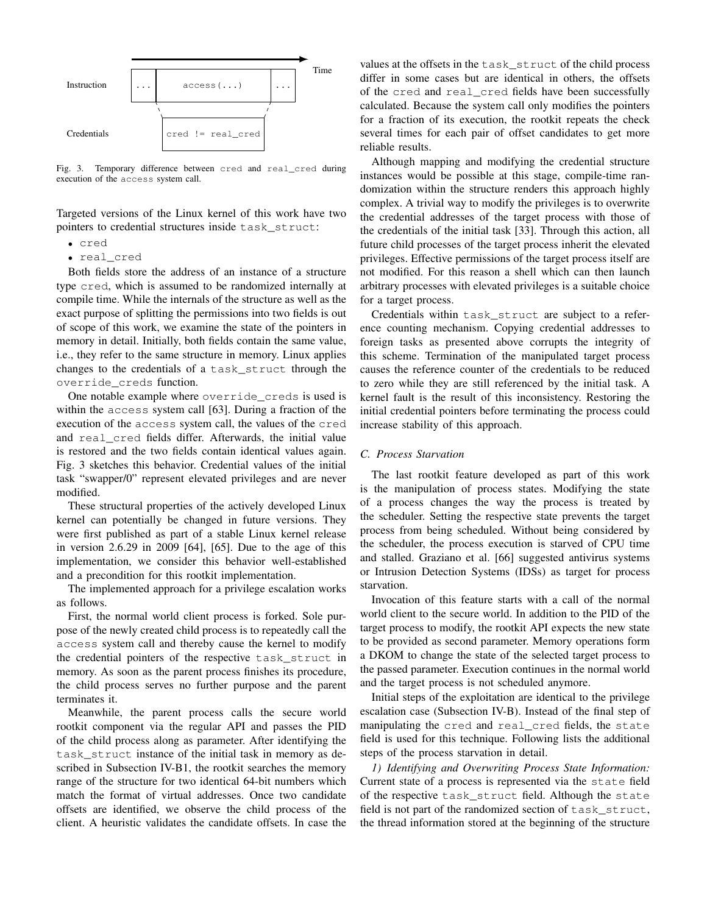Fig. 3. Temporary difference between cred and real_cred during execution of the access system call.

Targeted versions of the Linux kernel of this work have two pointers to credential structures inside task_struct:

- cred
- real_cred

Both fields store the address of an instance of a structure type cred, which is assumed to be randomized internally at compile time. While the internals of the structure as well as the exact purpose of splitting the permissions into two fields is out of scope of this work, we examine the state of the pointers in memory in detail. Initially, both fields contain the same value, i.e., they refer to the same structure in memory. Linux applies changes to the credentials of a task_struct through the override_creds function.

One notable example where override_creds is used is within the access system call [63]. During a fraction of the execution of the access system call, the values of the cred and real_cred fields differ. Afterwards, the initial value is restored and the two fields contain identical values again. Fig. 3 sketches this behavior. Credential values of the initial task "swapper/0" represent elevated privileges and are never modified.

These structural properties of the actively developed Linux kernel can potentially be changed in future versions. They were first published as part of a stable Linux kernel release in version 2.6.29 in 2009 [64], [65]. Due to the age of this implementation, we consider this behavior well-established and a precondition for this rootkit implementation.

The implemented approach for a privilege escalation works as follows.

First, the normal world client process is forked. Sole purpose of the newly created child process is to repeatedly call the access system call and thereby cause the kernel to modify the credential pointers of the respective task_struct in memory. As soon as the parent process finishes its procedure, the child process serves no further purpose and the parent terminates it.

Meanwhile, the parent process calls the secure world rootkit component via the regular API and passes the PID of the child process along as parameter. After identifying the task_struct instance of the initial task in memory as described in Subsection IV-B1, the rootkit searches the memory range of the structure for two identical 64-bit numbers which match the format of virtual addresses. Once two candidate offsets are identified, we observe the child process of the client. A heuristic validates the candidate offsets. In case the values at the offsets in the task_struct of the child process differ in some cases but are identical in others, the offsets of the cred and real_cred fields have been successfully calculated. Because the system call only modifies the pointers for a fraction of its execution, the rootkit repeats the check several times for each pair of offset candidates to get more reliable results.

Although mapping and modifying the credential structure instances would be possible at this stage, compile-time randomization within the structure renders this approach highly complex. A trivial way to modify the privileges is to overwrite the credential addresses of the target process with those of the credentials of the initial task [33]. Through this action, all future child processes of the target process inherit the elevated privileges. Effective permissions of the target process itself are not modified. For this reason a shell which can then launch arbitrary processes with elevated privileges is a suitable choice for a target process.

Credentials within task_struct are subject to a reference counting mechanism. Copying credential addresses to foreign tasks as presented above corrupts the integrity of this scheme. Termination of the manipulated target process causes the reference counter of the credentials to be reduced to zero while they are still referenced by the initial task. A kernel fault is the result of this inconsistency. Restoring the initial credential pointers before terminating the process could increase stability of this approach.

### C. Process Starvation

The last rootkit feature developed as part of this work is the manipulation of process states. Modifying the state of a process changes the way the process is treated by the scheduler. Setting the respective state prevents the target process from being scheduled. Without being considered by the scheduler, the process execution is starved of CPU time and stalled. Graziano et al. [66] suggested antivirus systems or Intrusion Detection Systems (IDSs) as target for process starvation.

Invocation of this feature starts with a call of the normal world client to the secure world. In addition to the PID of the target process to modify, the rootkit API expects the new state to be provided as second parameter. Memory operations form a DKOM to change the state of the selected target process to the passed parameter. Execution continues in the normal world and the target process is not scheduled anymore.

Initial steps of the exploitation are identical to the privilege escalation case (Subsection IV-B). Instead of the final step of manipulating the cred and real_cred fields, the state field is used for this technique. Following lists the additional steps of the process starvation in detail.

*1) Identifying and Overwriting Process State Information:* Current state of a process is represented via the state field of the respective task_struct field. Although the state field is not part of the randomized section of task_struct, the thread information stored at the beginning of the structure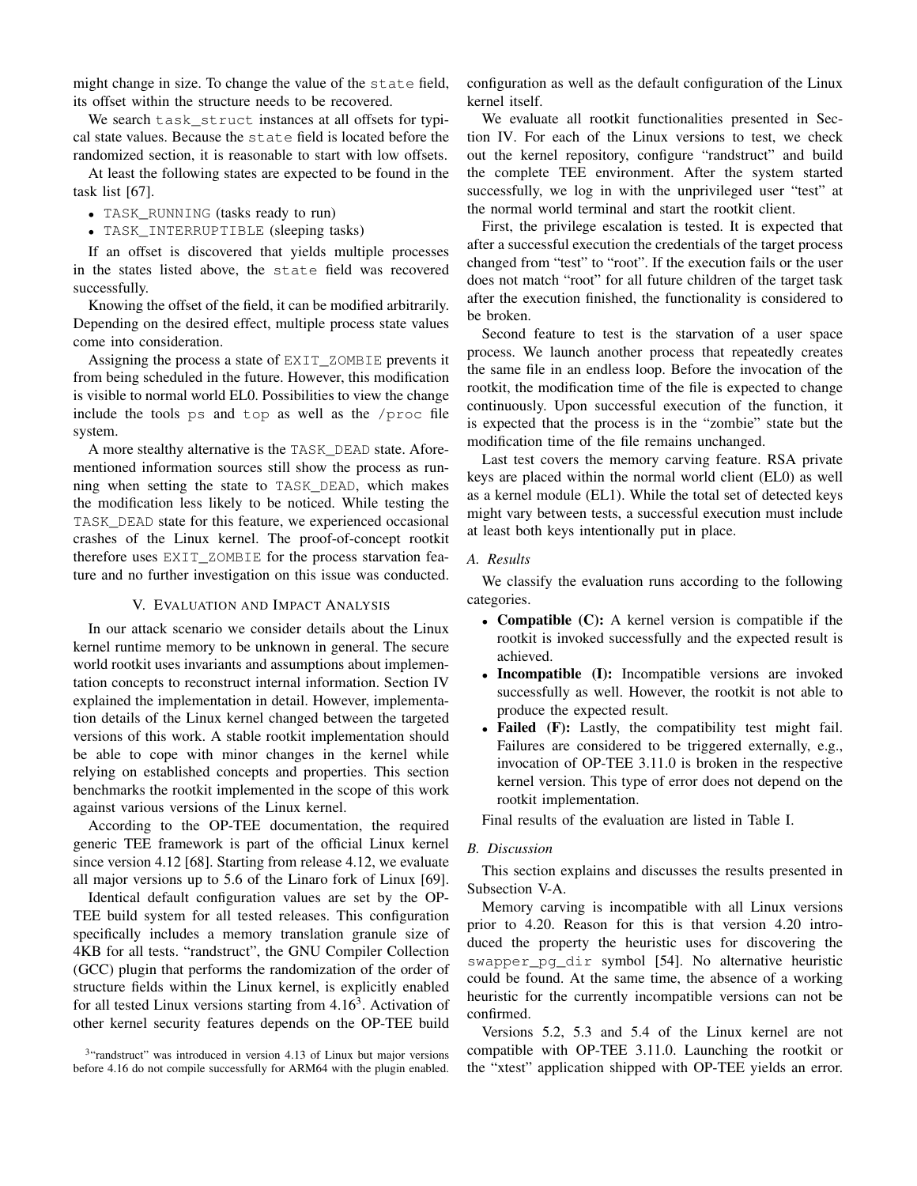might change in size. To change the value of the state field, its offset within the structure needs to be recovered.

We search task_struct instances at all offsets for typical state values. Because the state field is located before the randomized section, it is reasonable to start with low offsets.

At least the following states are expected to be found in the task list [67].

- TASK_RUNNING (tasks ready to run)
- TASK_INTERRUPTIBLE (sleeping tasks)

If an offset is discovered that yields multiple processes in the states listed above, the state field was recovered successfully.

Knowing the offset of the field, it can be modified arbitrarily. Depending on the desired effect, multiple process state values come into consideration.

Assigning the process a state of EXIT_ZOMBIE prevents it from being scheduled in the future. However, this modification is visible to normal world EL0. Possibilities to view the change include the tools ps and top as well as the /proc file system.

A more stealthy alternative is the TASK_DEAD state. Aforementioned information sources still show the process as running when setting the state to TASK_DEAD, which makes the modification less likely to be noticed. While testing the TASK_DEAD state for this feature, we experienced occasional crashes of the Linux kernel. The proof-of-concept rootkit therefore uses EXIT_ZOMBIE for the process starvation feature and no further investigation on this issue was conducted.

## V. Evaluation and Impact Analysis

In our attack scenario we consider details about the Linux kernel runtime memory to be unknown in general. The secure world rootkit uses invariants and assumptions about implementation concepts to reconstruct internal information. Section IV explained the implementation in detail. However, implementation details of the Linux kernel changed between the targeted versions of this work. A stable rootkit implementation should be able to cope with minor changes in the kernel while relying on established concepts and properties. This section benchmarks the rootkit implemented in the scope of this work against various versions of the Linux kernel.

According to the OP-TEE documentation, the required generic TEE framework is part of the official Linux kernel since version 4.12 [68]. Starting from release 4.12, we evaluate all major versions up to 5.6 of the Linaro fork of Linux [69].

Identical default configuration values are set by the OP-TEE build system for all tested releases. This configuration specifically includes a memory translation granule size of 4KB for all tests. "randstruct", the GNU Compiler Collection (GCC) plugin that performs the randomization of the order of structure fields within the Linux kernel, is explicitly enabled for all tested Linux versions starting from 4.16[3]. Activation of other kernel security features depends on the OP-TEE build configuration as well as the default configuration of the Linux kernel itself.

We evaluate all rootkit functionalities presented in Section IV. For each of the Linux versions to test, we check out the kernel repository, configure "randstruct" and build the complete TEE environment. After the system started successfully, we log in with the unprivileged user "test" at the normal world terminal and start the rootkit client.

First, the privilege escalation is tested. It is expected that after a successful execution the credentials of the target process changed from "test" to "root". If the execution fails or the user does not match "root" for all future children of the target task after the execution finished, the functionality is considered to be broken.

Second feature to test is the starvation of a user space process. We launch another process that repeatedly creates the same file in an endless loop. Before the invocation of the rootkit, the modification time of the file is expected to change continuously. Upon successful execution of the function, it is expected that the process is in the "zombie" state but the modification time of the file remains unchanged.

Last test covers the memory carving feature. RSA private keys are placed within the normal world client (EL0) as well as a kernel module (EL1). While the total set of detected keys might vary between tests, a successful execution must include at least both keys intentionally put in place.

### A. Results

We classify the evaluation runs according to the following categories.

- **Compatible (C):** A kernel version is compatible if the rootkit is invoked successfully and the expected result is achieved.
- **Incompatible (I):** Incompatible versions are invoked successfully as well. However, the rootkit is not able to produce the expected result.
- **Failed (F):** Lastly, the compatibility test might fail. Failures are considered to be triggered externally, e.g., invocation of OP-TEE 3.11.0 is broken in the respective kernel version. This type of error does not depend on the rootkit implementation.

Final results of the evaluation are listed in Table I.

### B. Discussion

This section explains and discusses the results presented in Subsection V-A.

Memory carving is incompatible with all Linux versions prior to 4.20. Reason for this is that version 4.20 introduced the property the heuristic uses for discovering the swapper_pg_dir symbol [54]. No alternative heuristic could be found. At the same time, the absence of a working heuristic for the currently incompatible versions can not be confirmed.

Versions 5.2, 5.3 and 5.4 of the Linux kernel are not compatible with OP-TEE 3.11.0. Launching the rootkit or the "xtest" application shipped with OP-TEE yields an error.

[3] "randstruct" was introduced in version 4.13 of Linux but major versions before 4.16 do not compile successfully for ARM64 with the plugin enabled.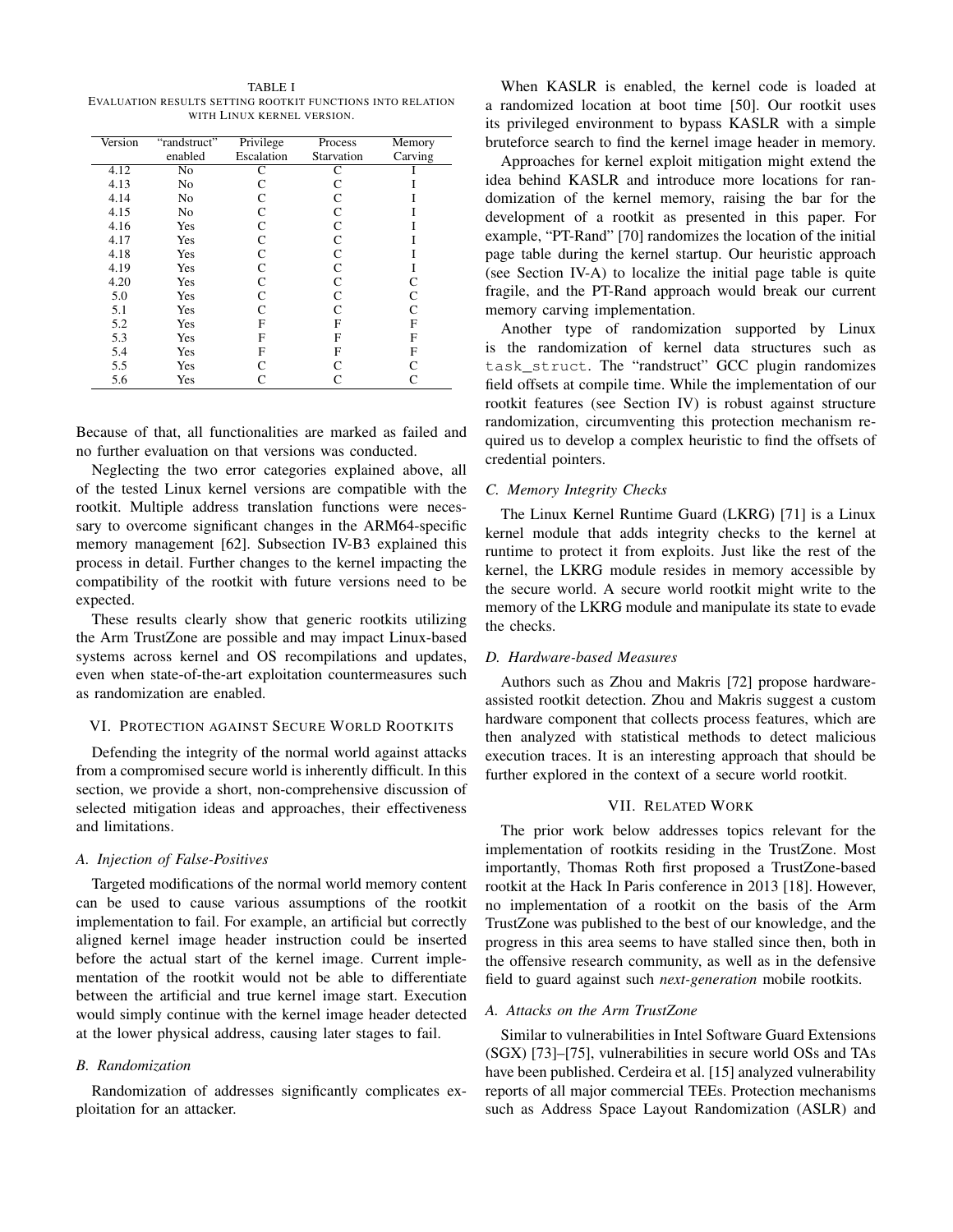TABLE I
EVALUATION RESULTS SETTING ROOTKIT FUNCTIONS INTO RELATION WITH LINUX KERNEL VERSION.

| Version | "randstruct" enabled | Privilege Escalation | Process Starvation | Memory Carving |
|---|---|---|---|---|
| 4.12 | No | C | C | I |
| 4.13 | No | C | C | I |
| 4.14 | No | C | C | I |
| 4.15 | No | C | C | I |
| 4.16 | Yes | C | C | I |
| 4.17 | Yes | C | C | I |
| 4.18 | Yes | C | C | I |
| 4.19 | Yes | C | C | I |
| 4.20 | Yes | C | C | C |
| 5.0 | Yes | C | C | C |
| 5.1 | Yes | C | C | C |
| 5.2 | Yes | F | F | F |
| 5.3 | Yes | F | F | F |
| 5.4 | Yes | F | F | F |
| 5.5 | Yes | C | C | C |
| 5.6 | Yes | C | C | C |

Because of that, all functionalities are marked as failed and no further evaluation on that versions was conducted.

Neglecting the two error categories explained above, all of the tested Linux kernel versions are compatible with the rootkit. Multiple address translation functions were necessary to overcome significant changes in the ARM64-specific memory management [62]. Subsection IV-B3 explained this process in detail. Further changes to the kernel impacting the compatibility of the rootkit with future versions need to be expected.

These results clearly show that generic rootkits utilizing the Arm TrustZone are possible and may impact Linux-based systems across kernel and OS recompilations and updates, even when state-of-the-art exploitation countermeasures such as randomization are enabled.

## VI. Protection against Secure World Rootkits

Defending the integrity of the normal world against attacks from a compromised secure world is inherently difficult. In this section, we provide a short, non-comprehensive discussion of selected mitigation ideas and approaches, their effectiveness and limitations.

### A. Injection of False-Positives

Targeted modifications of the normal world memory content can be used to cause various assumptions of the rootkit implementation to fail. For example, an artificial but correctly aligned kernel image header instruction could be inserted before the actual start of the kernel image. Current implementation of the rootkit would not be able to differentiate between the artificial and true kernel image start. Execution would simply continue with the kernel image header detected at the lower physical address, causing later stages to fail.

### B. Randomization

Randomization of addresses significantly complicates exploitation for an attacker.

When KASLR is enabled, the kernel code is loaded at a randomized location at boot time [50]. Our rootkit uses its privileged environment to bypass KASLR with a simple bruteforce search to find the kernel image header in memory.

Approaches for kernel exploit mitigation might extend the idea behind KASLR and introduce more locations for randomization of the kernel memory, raising the bar for the development of a rootkit as presented in this paper. For example, "PT-Rand" [70] randomizes the location of the initial page table during the kernel startup. Our heuristic approach (see Section IV-A) to localize the initial page table is quite fragile, and the PT-Rand approach would break our current memory carving implementation.

Another type of randomization supported by Linux is the randomization of kernel data structures such as `task_struct`. The "randstruct" GCC plugin randomizes field offsets at compile time. While the implementation of our rootkit features (see Section IV) is robust against structure randomization, circumventing this protection mechanism required us to develop a complex heuristic to find the offsets of credential pointers.

### C. Memory Integrity Checks

The Linux Kernel Runtime Guard (LKRG) [71] is a Linux kernel module that adds integrity checks to the kernel at runtime to protect it from exploits. Just like the rest of the kernel, the LKRG module resides in memory accessible by the secure world. A secure world rootkit might write to the memory of the LKRG module and manipulate its state to evade the checks.

### D. Hardware-based Measures

Authors such as Zhou and Makris [72] propose hardware-assisted rootkit detection. Zhou and Makris suggest a custom hardware component that collects process features, which are then analyzed with statistical methods to detect malicious execution traces. It is an interesting approach that should be further explored in the context of a secure world rootkit.

## VII. Related Work

The prior work below addresses topics relevant for the implementation of rootkits residing in the TrustZone. Most importantly, Thomas Roth first proposed a TrustZone-based rootkit at the Hack In Paris conference in 2013 [18]. However, no implementation of a rootkit on the basis of the Arm TrustZone was published to the best of our knowledge, and the progress in this area seems to have stalled since then, both in the offensive research community, as well as in the defensive field to guard against such *next-generation* mobile rootkits.

### A. Attacks on the Arm TrustZone

Similar to vulnerabilities in Intel Software Guard Extensions (SGX) [73]–[75], vulnerabilities in secure world OSs and TAs have been published. Cerdeira et al. [15] analyzed vulnerability reports of all major commercial TEEs. Protection mechanisms such as Address Space Layout Randomization (ASLR) and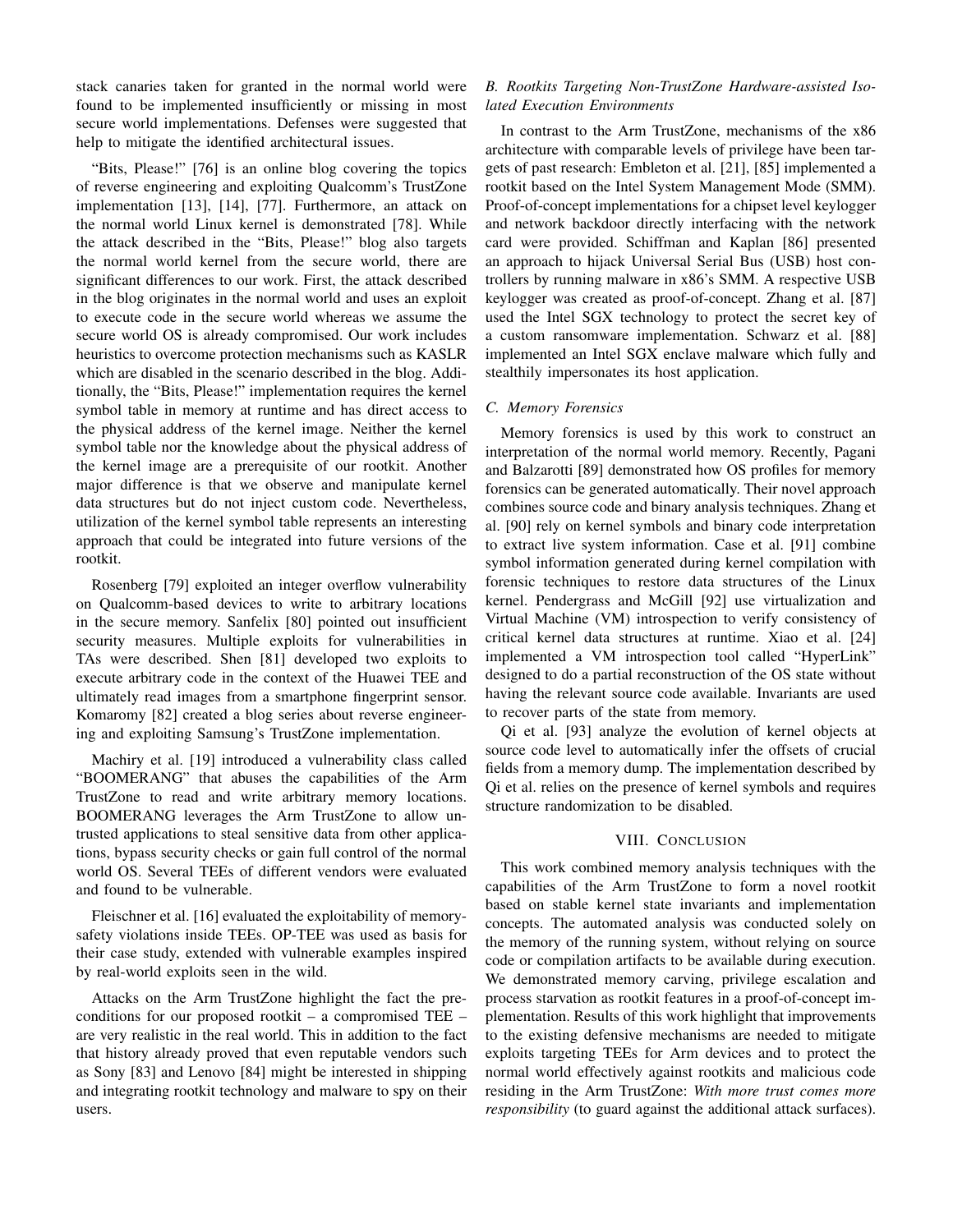stack canaries taken for granted in the normal world were found to be implemented insufficiently or missing in most secure world implementations. Defenses were suggested that help to mitigate the identified architectural issues.

"Bits, Please!" [76] is an online blog covering the topics of reverse engineering and exploiting Qualcomm's TrustZone implementation [13], [14], [77]. Furthermore, an attack on the normal world Linux kernel is demonstrated [78]. While the attack described in the "Bits, Please!" blog also targets the normal world kernel from the secure world, there are significant differences to our work. First, the attack described in the blog originates in the normal world and uses an exploit to execute code in the secure world whereas we assume the secure world OS is already compromised. Our work includes heuristics to overcome protection mechanisms such as KASLR which are disabled in the scenario described in the blog. Additionally, the "Bits, Please!" implementation requires the kernel symbol table in memory at runtime and has direct access to the physical address of the kernel image. Neither the kernel symbol table nor the knowledge about the physical address of the kernel image are a prerequisite of our rootkit. Another major difference is that we observe and manipulate kernel data structures but do not inject custom code. Nevertheless, utilization of the kernel symbol table represents an interesting approach that could be integrated into future versions of the rootkit.

Rosenberg [79] exploited an integer overflow vulnerability on Qualcomm-based devices to write to arbitrary locations in the secure memory. Sanfelix [80] pointed out insufficient security measures. Multiple exploits for vulnerabilities in TAs were described. Shen [81] developed two exploits to execute arbitrary code in the context of the Huawei TEE and ultimately read images from a smartphone fingerprint sensor. Komaromy [82] created a blog series about reverse engineering and exploiting Samsung's TrustZone implementation.

Machiry et al. [19] introduced a vulnerability class called "BOOMERANG" that abuses the capabilities of the Arm TrustZone to read and write arbitrary memory locations. BOOMERANG leverages the Arm TrustZone to allow untrusted applications to steal sensitive data from other applications, bypass security checks or gain full control of the normal world OS. Several TEEs of different vendors were evaluated and found to be vulnerable.

Fleischner et al. [16] evaluated the exploitability of memory-safety violations inside TEEs. OP-TEE was used as basis for their case study, extended with vulnerable examples inspired by real-world exploits seen in the wild.

Attacks on the Arm TrustZone highlight the fact the preconditions for our proposed rootkit – a compromised TEE – are very realistic in the real world. This in addition to the fact that history already proved that even reputable vendors such as Sony [83] and Lenovo [84] might be interested in shipping and integrating rootkit technology and malware to spy on their users.

### B. Rootkits Targeting Non-TrustZone Hardware-assisted Isolated Execution Environments

In contrast to the Arm TrustZone, mechanisms of the x86 architecture with comparable levels of privilege have been targets of past research: Embleton et al. [21], [85] implemented a rootkit based on the Intel System Management Mode (SMM). Proof-of-concept implementations for a chipset level keylogger and network backdoor directly interfacing with the network card were provided. Schiffman and Kaplan [86] presented an approach to hijack Universal Serial Bus (USB) host controllers by running malware in x86's SMM. A respective USB keylogger was created as proof-of-concept. Zhang et al. [87] used the Intel SGX technology to protect the secret key of a custom ransomware implementation. Schwarz et al. [88] implemented an Intel SGX enclave malware which fully and stealthily impersonates its host application.

### C. Memory Forensics

Memory forensics is used by this work to construct an interpretation of the normal world memory. Recently, Pagani and Balzarotti [89] demonstrated how OS profiles for memory forensics can be generated automatically. Their novel approach combines source code and binary analysis techniques. Zhang et al. [90] rely on kernel symbols and binary code interpretation to extract live system information. Case et al. [91] combine symbol information generated during kernel compilation with forensic techniques to restore data structures of the Linux kernel. Pendergrass and McGill [92] use virtualization and Virtual Machine (VM) introspection to verify consistency of critical kernel data structures at runtime. Xiao et al. [24] implemented a VM introspection tool called "HyperLink" designed to do a partial reconstruction of the OS state without having the relevant source code available. Invariants are used to recover parts of the state from memory.

Qi et al. [93] analyze the evolution of kernel objects at source code level to automatically infer the offsets of crucial fields from a memory dump. The implementation described by Qi et al. relies on the presence of kernel symbols and requires structure randomization to be disabled.

## VIII. Conclusion

This work combined memory analysis techniques with the capabilities of the Arm TrustZone to form a novel rootkit based on stable kernel state invariants and implementation concepts. The automated analysis was conducted solely on the memory of the running system, without relying on source code or compilation artifacts to be available during execution. We demonstrated memory carving, privilege escalation and process starvation as rootkit features in a proof-of-concept implementation. Results of this work highlight that improvements to the existing defensive mechanisms are needed to mitigate exploits targeting TEEs for Arm devices and to protect the normal world effectively against rootkits and malicious code residing in the Arm TrustZone: *With more trust comes more responsibility* (to guard against the additional attack surfaces).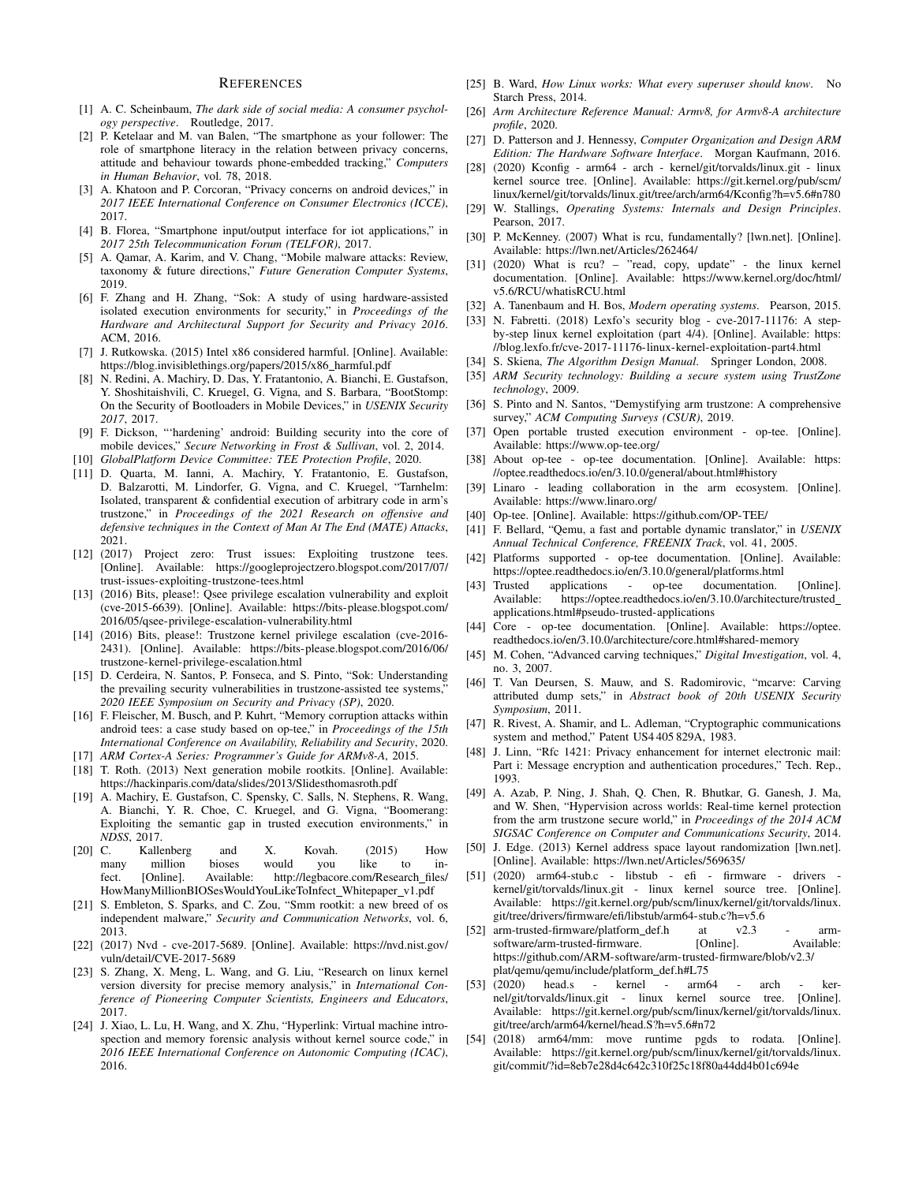## REFERENCES

[1] A. C. Scheinbaum, *The dark side of social media: A consumer psychology perspective*. Routledge, 2017.

[2] P. Ketelaar and M. van Balen, "The smartphone as your follower: The role of smartphone literacy in the relation between privacy concerns, attitude and behaviour towards phone-embedded tracking," *Computers in Human Behavior*, vol. 78, 2018.

[3] A. Khatoon and P. Corcoran, "Privacy concerns on android devices," in *2017 IEEE International Conference on Consumer Electronics (ICCE)*, 2017.

[4] B. Florea, "Smartphone input/output interface for iot applications," in *2017 25th Telecommunication Forum (TELFOR)*, 2017.

[5] A. Qamar, A. Karim, and V. Chang, "Mobile malware attacks: Review, taxonomy & future directions," *Future Generation Computer Systems*, 2019.

[6] F. Zhang and H. Zhang, "Sok: A study of using hardware-assisted isolated execution environments for security," in *Proceedings of the Hardware and Architectural Support for Security and Privacy 2016*. ACM, 2016.

[7] J. Rutkowska. (2015) Intel x86 considered harmful. [Online]. Available: https://blog.invisiblethings.org/papers/2015/x86_harmful.pdf

[8] N. Redini, A. Machiry, D. Das, Y. Fratantonio, A. Bianchi, E. Gustafson, Y. Shoshitaishvili, C. Kruegel, G. Vigna, and S. Barbara, "BootStomp: On the Security of Bootloaders in Mobile Devices," in *USENIX Security 2017*, 2017.

[9] F. Dickson, "'hardening' android: Building security into the core of mobile devices," *Secure Networking in Frost & Sullivan*, vol. 2, 2014.

[10] *GlobalPlatform Device Committee: TEE Protection Profile*, 2020.

[11] D. Quarta, M. Ianni, A. Machiry, Y. Fratantonio, E. Gustafson, D. Balzarotti, M. Lindorfer, G. Vigna, and C. Kruegel, "Tarnhelm: Isolated, transparent & confidential execution of arbitrary code in arm's trustzone," in *Proceedings of the 2021 Research on offensive and defensive techniques in the Context of Man At The End (MATE) Attacks*, 2021.

[12] (2017) Project zero: Trust issues: Exploiting trustzone tees. [Online]. Available: https://googleprojectzero.blogspot.com/2017/07/trust-issues-exploiting-trustzone-tees.html

[13] (2016) Bits, please!: Qsee privilege escalation vulnerability and exploit (cve-2015-6639). [Online]. Available: https://bits-please.blogspot.com/2016/05/qsee-privilege-escalation-vulnerability.html

[14] (2016) Bits, please!: Trustzone kernel privilege escalation (cve-2016-2431). [Online]. Available: https://bits-please.blogspot.com/2016/06/trustzone-kernel-privilege-escalation.html

[15] D. Cerdeira, N. Santos, P. Fonseca, and S. Pinto, "Sok: Understanding the prevailing security vulnerabilities in trustzone-assisted tee systems," *2020 IEEE Symposium on Security and Privacy (SP)*, 2020.

[16] F. Fleischer, M. Busch, and P. Kuhrt, "Memory corruption attacks within android tees: a case study based on op-tee," in *Proceedings of the 15th International Conference on Availability, Reliability and Security*, 2020.

[17] *ARM Cortex-A Series: Programmer's Guide for ARMv8-A*, 2015.

[18] T. Roth. (2013) Next generation mobile rootkits. [Online]. Available: https://hackinparis.com/data/slides/2013/Slidesthomasroth.pdf

[19] A. Machiry, E. Gustafson, C. Spensky, C. Salls, N. Stephens, R. Wang, A. Bianchi, Y. R. Choe, C. Kruegel, and G. Vigna, "Boomerang: Exploiting the semantic gap in trusted execution environments," in *NDSS*, 2017.

[20] C. Kallenberg and X. Kovah. (2015) How many million bioses would you like to infect. [Online]. Available: http://legbacore.com/Research_files/HowManyMillionBIOSesWouldYouLikeToInfect_Whitepaper_v1.pdf

[21] S. Embleton, S. Sparks, and C. Zou, "Smm rootkit: a new breed of os independent malware," *Security and Communication Networks*, vol. 6, 2013.

[22] (2017) Nvd - cve-2017-5689. [Online]. Available: https://nvd.nist.gov/vuln/detail/CVE-2017-5689

[23] S. Zhang, X. Meng, L. Wang, and G. Liu, "Research on linux kernel version diversity for precise memory analysis," in *International Conference of Pioneering Computer Scientists, Engineers and Educators*, 2017.

[24] J. Xiao, L. Lu, H. Wang, and X. Zhu, "Hyperlink: Virtual machine introspection and memory forensic analysis without kernel source code," in *2016 IEEE International Conference on Autonomic Computing (ICAC)*, 2016.

[25] B. Ward, *How Linux works: What every superuser should know*. No Starch Press, 2014.

[26] *Arm Architecture Reference Manual: Armv8, for Armv8-A architecture profile*, 2020.

[27] D. Patterson and J. Hennessy, *Computer Organization and Design ARM Edition: The Hardware Software Interface*. Morgan Kaufmann, 2016.

[28] (2020) Kconfig - arm64 - arch - kernel/git/torvalds/linux.git - linux kernel source tree. [Online]. Available: https://git.kernel.org/pub/scm/linux/kernel/git/torvalds/linux.git/tree/arch/arm64/Kconfig?h=v5.6#n780

[29] W. Stallings, *Operating Systems: Internals and Design Principles*. Pearson, 2017.

[30] P. McKenney. (2007) What is rcu, fundamentally? [lwn.net]. [Online]. Available: https://lwn.net/Articles/262464/

[31] (2020) What is rcu? – "read, copy, update" - the linux kernel documentation. [Online]. Available: https://www.kernel.org/doc/html/v5.6/RCU/whatisRCU.html

[32] A. Tanenbaum and H. Bos, *Modern operating systems*. Pearson, 2015.

[33] N. Fabretti. (2018) Lexfo's security blog - cve-2017-11176: A step-by-step linux kernel exploitation (part 4/4). [Online]. Available: https://blog.lexfo.fr/cve-2017-11176-linux-kernel-exploitation-part4.html

[34] S. Skiena, *The Algorithm Design Manual*. Springer London, 2008.

[35] *ARM Security technology: Building a secure system using TrustZone technology*, 2009.

[36] S. Pinto and N. Santos, "Demystifying arm trustzone: A comprehensive survey," *ACM Computing Surveys (CSUR)*, 2019.

[37] Open portable trusted execution environment - op-tee. [Online]. Available: https://www.op-tee.org/

[38] About op-tee - op-tee documentation. [Online]. Available: https://optee.readthedocs.io/en/3.10.0/general/about.html#history

[39] Linaro - leading collaboration in the arm ecosystem. [Online]. Available: https://www.linaro.org/

[40] Op-tee. [Online]. Available: https://github.com/OP-TEE/

[41] F. Bellard, "Qemu, a fast and portable dynamic translator," in *USENIX Annual Technical Conference, FREENIX Track*, vol. 41, 2005.

[42] Platforms supported - op-tee documentation. [Online]. Available: https://optee.readthedocs.io/en/3.10.0/general/platforms.html

[43] Trusted applications - op-tee documentation. [Online]. Available: https://optee.readthedocs.io/en/3.10.0/architecture/trusted_applications.html#pseudo-trusted-applications

[44] Core - op-tee documentation. [Online]. Available: https://optee.readthedocs.io/en/3.10.0/architecture/core.html#shared-memory

[45] M. Cohen, "Advanced carving techniques," *Digital Investigation*, vol. 4, no. 3, 2007.

[46] T. Van Deursen, S. Mauw, and S. Radomirovic, "mcarve: Carving attributed dump sets," in *Abstract book of 20th USENIX Security Symposium*, 2011.

[47] R. Rivest, A. Shamir, and L. Adleman, "Cryptographic communications system and method," Patent US4 405 829A, 1983.

[48] J. Linn, "Rfc 1421: Privacy enhancement for internet electronic mail: Part i: Message encryption and authentication procedures," Tech. Rep., 1993.

[49] A. Azab, P. Ning, J. Shah, Q. Chen, R. Bhutkar, G. Ganesh, J. Ma, and W. Shen, "Hypervision across worlds: Real-time kernel protection from the arm trustzone secure world," in *Proceedings of the 2014 ACM SIGSAC Conference on Computer and Communications Security*, 2014.

[50] J. Edge. (2013) Kernel address space layout randomization [lwn.net]. [Online]. Available: https://lwn.net/Articles/569635/

[51] (2020) arm64-stub.c - libstub - efi - firmware - drivers - kernel/git/torvalds/linux.git - linux kernel source tree. [Online]. Available: https://git.kernel.org/pub/scm/linux/kernel/git/torvalds/linux.git/tree/drivers/firmware/efi/libstub/arm64-stub.c?h=v5.6

[52] arm-trusted-firmware/platform_def.h at v2.3 - arm-software/arm-trusted-firmware. [Online]. Available: https://github.com/ARM-software/arm-trusted-firmware/blob/v2.3/plat/qemu/qemu/include/platform_def.h#L75

[53] (2020) head.s - kernel - arm64 - arch - kernel/git/torvalds/linux.git - linux kernel source tree. [Online]. Available: https://git.kernel.org/pub/scm/linux/kernel/git/torvalds/linux.git/tree/arch/arm64/kernel/head.S?h=v5.6#n72

[54] (2018) arm64/mm: move runtime pgds to rodata. [Online]. Available: https://git.kernel.org/pub/scm/linux/kernel/git/torvalds/linux.git/commit/?id=8eb7e28d4c642c310f25c18f80a44dd4b01c694e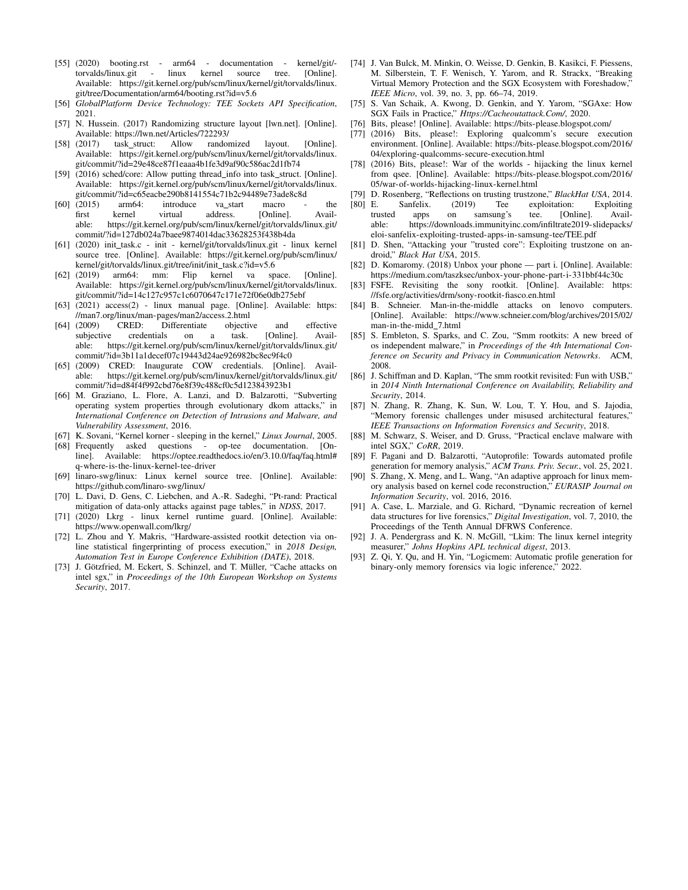[55] (2020) booting.rst - arm64 - documentation - kernel/git/-torvalds/linux.git - linux kernel source tree. [Online]. Available: https://git.kernel.org/pub/scm/linux/kernel/git/torvalds/linux.git/tree/Documentation/arm64/booting.rst?id=v5.6

[56] *GlobalPlatform Device Technology: TEE Sockets API Specification*, 2021.

[57] N. Hussein. (2017) Randomizing structure layout [lwn.net]. [Online]. Available: https://lwn.net/Articles/722293/

[58] (2017) task_struct: Allow randomized layout. [Online]. Available: https://git.kernel.org/pub/scm/linux/kernel/git/torvalds/linux.git/commit/?id=29e48ce87f1eaaa4b1fe3d9af90c586ac2d1fb74

[59] (2016) sched/core: Allow putting thread_info into task_struct. [Online]. Available: https://git.kernel.org/pub/scm/linux/kernel/git/torvalds/linux.git/commit/?id=c65eacbe290b8141554c71b2c94489e73ade8c8d

[60] (2015) arm64: introduce va_start macro - the first kernel virtual address. [Online]. Available: https://git.kernel.org/pub/scm/linux/kernel/git/torvalds/linux.git/commit/?id=127db024a7baee9874014dac33628253f438b4da

[61] (2020) init_task.c - init - kernel/git/torvalds/linux.git - linux kernel source tree. [Online]. Available: https://git.kernel.org/pub/scm/linux/kernel/git/torvalds/linux.git/tree/init/init_task.c?id=v5.6

[62] (2019) arm64: mm: Flip kernel va space. [Online]. Available: https://git.kernel.org/pub/scm/linux/kernel/git/torvalds/linux.git/commit/?id=14c127c957c1c6070647c171e72f06e0db275ebf

[63] (2021) access(2) - linux manual page. [Online]. Available: https://man7.org/linux/man-pages/man2/access.2.html

[64] (2009) CRED: Differentiate objective and effective subjective credentials on a task. [Online]. Available: https://git.kernel.org/pub/scm/linux/kernel/git/torvalds/linux.git/commit/?id=3b11a1decef07c19443d24ae926982bc8ec9f4c0

[65] (2009) CRED: Inaugurate COW credentials. [Online]. Available: https://git.kernel.org/pub/scm/linux/kernel/git/torvalds/linux.git/commit/?id=d84f4f992cbd76e8f39c488cf0c5d123843923b1

[66] M. Graziano, L. Flore, A. Lanzi, and D. Balzarotti, "Subverting operating system properties through evolutionary dkom attacks," in *International Conference on Detection of Intrusions and Malware, and Vulnerability Assessment*, 2016.

[67] K. Sovani, "Kernel korner - sleeping in the kernel," *Linux Journal*, 2005.

[68] Frequently asked questions - op-tee documentation. [Online]. Available: https://optee.readthedocs.io/en/3.10.0/faq/faq.html#q-where-is-the-linux-kernel-tee-driver

[69] linaro-swg/linux: Linux kernel source tree. [Online]. Available: https://github.com/linaro-swg/linux/

[70] L. Davi, D. Gens, C. Liebchen, and A.-R. Sadeghi, "Pt-rand: Practical mitigation of data-only attacks against page tables," in *NDSS*, 2017.

[71] (2020) Lkrg - linux kernel runtime guard. [Online]. Available: https://www.openwall.com/lkrg/

[72] L. Zhou and Y. Makris, "Hardware-assisted rootkit detection via on-line statistical fingerprinting of process execution," in *2018 Design, Automation Test in Europe Conference Exhibition (DATE)*, 2018.

[73] J. Götzfried, M. Eckert, S. Schinzel, and T. Müller, "Cache attacks on intel sgx," in *Proceedings of the 10th European Workshop on Systems Security*, 2017.

[74] J. Van Bulck, M. Minkin, O. Weisse, D. Genkin, B. Kasikci, F. Piessens, M. Silberstein, T. F. Wenisch, Y. Yarom, and R. Strackx, "Breaking Virtual Memory Protection and the SGX Ecosystem with Foreshadow," *IEEE Micro*, vol. 39, no. 3, pp. 66–74, 2019.

[75] S. Van Schaik, A. Kwong, D. Genkin, and Y. Yarom, "SGAxe: How SGX Fails in Practice," *Https://Cacheoutattack.Com/*, 2020.

[76] Bits, please! [Online]. Available: https://bits-please.blogspot.com/

[77] (2016) Bits, please!: Exploring qualcomm's secure execution environment. [Online]. Available: https://bits-please.blogspot.com/2016/04/exploring-qualcomms-secure-execution.html

[78] (2016) Bits, please!: War of the worlds - hijacking the linux kernel from qsee. [Online]. Available: https://bits-please.blogspot.com/2016/05/war-of-worlds-hijacking-linux-kernel.html

[79] D. Rosenberg, "Reflections on trusting trustzone," *BlackHat USA*, 2014.

[80] E. Sanfelix. (2019) Tee exploitation: Exploiting trusted apps on samsung's tee. [Online]. Available: https://downloads.immunityinc.com/infiltrate2019-slidepacks/eloi-sanfelix-exploiting-trusted-apps-in-samsung-tee/TEE.pdf

[81] D. Shen, "Attacking your "trusted core": Exploiting trustzone on android," *Black Hat USA*, 2015.

[82] D. Komaromy. (2018) Unbox your phone — part i. [Online]. Available: https://medium.com/taszksec/unbox-your-phone-part-i-331bbf44c30c

[83] FSFE. Revisiting the sony rootkit. [Online]. Available: https://fsfe.org/activities/drm/sony-rootkit-fiasco.en.html

[84] B. Schneier. Man-in-the-middle attacks on lenovo computers. [Online]. Available: https://www.schneier.com/blog/archives/2015/02/man-in-the-midd_7.html

[85] S. Embleton, S. Sparks, and C. Zou, "Smm rootkits: A new breed of os independent malware," in *Proceedings of the 4th International Conference on Security and Privacy in Communication Netowrks*. ACM, 2008.

[86] J. Schiffman and D. Kaplan, "The smm rootkit revisited: Fun with USB," in *2014 Ninth International Conference on Availability, Reliability and Security*, 2014.

[87] N. Zhang, R. Zhang, K. Sun, W. Lou, T. Y. Hou, and S. Jajodia, "Memory forensic challenges under misused architectural features," *IEEE Transactions on Information Forensics and Security*, 2018.

[88] M. Schwarz, S. Weiser, and D. Gruss, "Practical enclave malware with intel SGX," *CoRR*, 2019.

[89] F. Pagani and D. Balzarotti, "Autoprofile: Towards automated profile generation for memory analysis," *ACM Trans. Priv. Secur.*, vol. 25, 2021.

[90] S. Zhang, X. Meng, and L. Wang, "An adaptive approach for linux memory analysis based on kernel code reconstruction," *EURASIP Journal on Information Security*, vol. 2016, 2016.

[91] A. Case, L. Marziale, and G. Richard, "Dynamic recreation of kernel data structures for live forensics," *Digital Investigation*, vol. 7, 2010, the Proceedings of the Tenth Annual DFRWS Conference.

[92] J. A. Pendergrass and K. N. McGill, "Lkim: The linux kernel integrity measurer," *Johns Hopkins APL technical digest*, 2013.

[93] Z. Qi, Y. Qu, and H. Yin, "Logicmem: Automatic profile generation for binary-only memory forensics via logic inference," 2022.